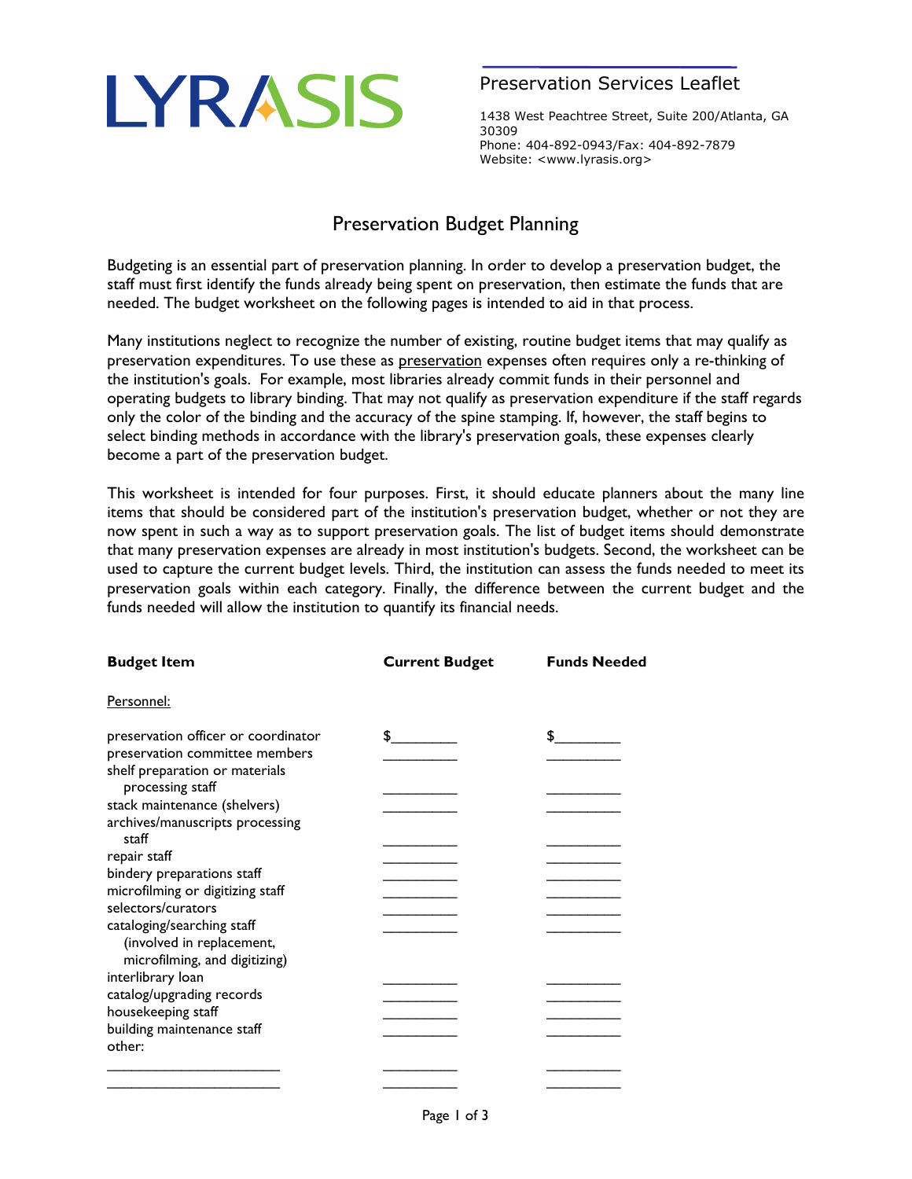LYRASIS

Preservation Services Leaflet

1438 West Peachtree Street, Suite 200/Atlanta, GA 30309
Phone: 404-892-0943/Fax: 404-892-7879
Website: <www.lyrasis.org>

# Preservation Budget Planning

Budgeting is an essential part of preservation planning. In order to develop a preservation budget, the staff must first identify the funds already being spent on preservation, then estimate the funds that are needed. The budget worksheet on the following pages is intended to aid in that process.

Many institutions neglect to recognize the number of existing, routine budget items that may qualify as preservation expenditures. To use these as <u>preservation</u> expenses often requires only a re-thinking of the institution's goals. For example, most libraries already commit funds in their personnel and operating budgets to library binding. That may not qualify as preservation expenditure if the staff regards only the color of the binding and the accuracy of the spine stamping. If, however, the staff begins to select binding methods in accordance with the library's preservation goals, these expenses clearly become a part of the preservation budget.

This worksheet is intended for four purposes. First, it should educate planners about the many line items that should be considered part of the institution's preservation budget, whether or not they are now spent in such a way as to support preservation goals. The list of budget items should demonstrate that many preservation expenses are already in most institution's budgets. Second, the worksheet can be used to capture the current budget levels. Third, the institution can assess the funds needed to meet its preservation goals within each category. Finally, the difference between the current budget and the funds needed will allow the institution to quantify its financial needs.

| **Budget Item** | **Current Budget** | **Funds Needed** |
|---|---|---|
| <u>Personnel:</u> | | |
| preservation officer or coordinator | $________ | $________ |
| preservation committee members | __________ | __________ |
| shelf preparation or materials processing staff | __________ | __________ |
| stack maintenance (shelvers) | __________ | __________ |
| archives/manuscripts processing staff | __________ | __________ |
| repair staff | __________ | __________ |
| bindery preparations staff | __________ | __________ |
| microfilming or digitizing staff | __________ | __________ |
| selectors/curators | __________ | __________ |
| cataloging/searching staff (involved in replacement, microfilming, and digitizing) | __________ | __________ |
| interlibrary loan | __________ | __________ |
| catalog/upgrading records | __________ | __________ |
| housekeeping staff | __________ | __________ |
| building maintenance staff | __________ | __________ |
| other: | | |
| ______________________ | __________ | __________ |
| ______________________ | __________ | __________ |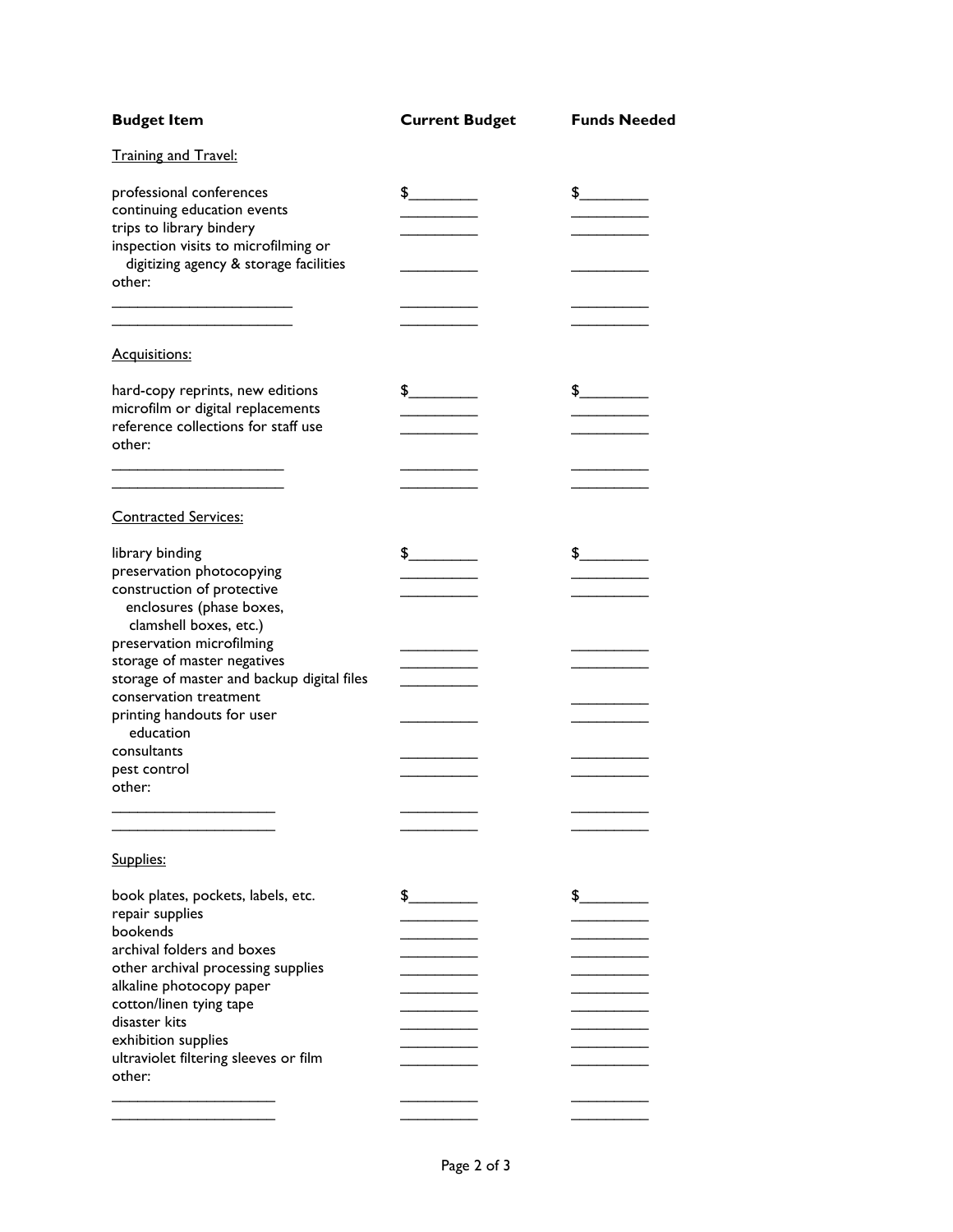| Budget Item | Current Budget | Funds Needed |
|---|---|---|
| Training and Travel: | | |
| professional conferences | $________ | $________ |
| continuing education events | __________ | __________ |
| trips to library bindery | __________ | __________ |
| inspection visits to microfilming or digitizing agency & storage facilities | __________ | __________ |
| other: | | |
| ______________________ | __________ | __________ |
| ______________________ | __________ | __________ |
| Acquisitions: | | |
| hard-copy reprints, new editions | $________ | $________ |
| microfilm or digital replacements | __________ | __________ |
| reference collections for staff use | __________ | __________ |
| other: | | |
| _____________________ | __________ | __________ |
| _____________________ | __________ | __________ |
| Contracted Services: | | |
| library binding | $________ | $________ |
| preservation photocopying | __________ | __________ |
| construction of protective enclosures (phase boxes, clamshell boxes, etc.) | __________ | __________ |
| preservation microfilming | __________ | __________ |
| storage of master negatives | __________ | __________ |
| storage of master and backup digital files | __________ | |
| conservation treatment | | __________ |
| printing handouts for user education | __________ | __________ |
| consultants | __________ | __________ |
| pest control | __________ | __________ |
| other: | | |
| ____________________ | __________ | __________ |
| ____________________ | __________ | __________ |
| Supplies: | | |
| book plates, pockets, labels, etc. | $________ | $________ |
| repair supplies | __________ | __________ |
| bookends | __________ | __________ |
| archival folders and boxes | __________ | __________ |
| other archival processing supplies | __________ | __________ |
| alkaline photocopy paper | __________ | __________ |
| cotton/linen tying tape | __________ | __________ |
| disaster kits | __________ | __________ |
| exhibition supplies | __________ | __________ |
| ultraviolet filtering sleeves or film | __________ | __________ |
| other: | | |
| ____________________ | __________ | __________ |
| ____________________ | __________ | __________ |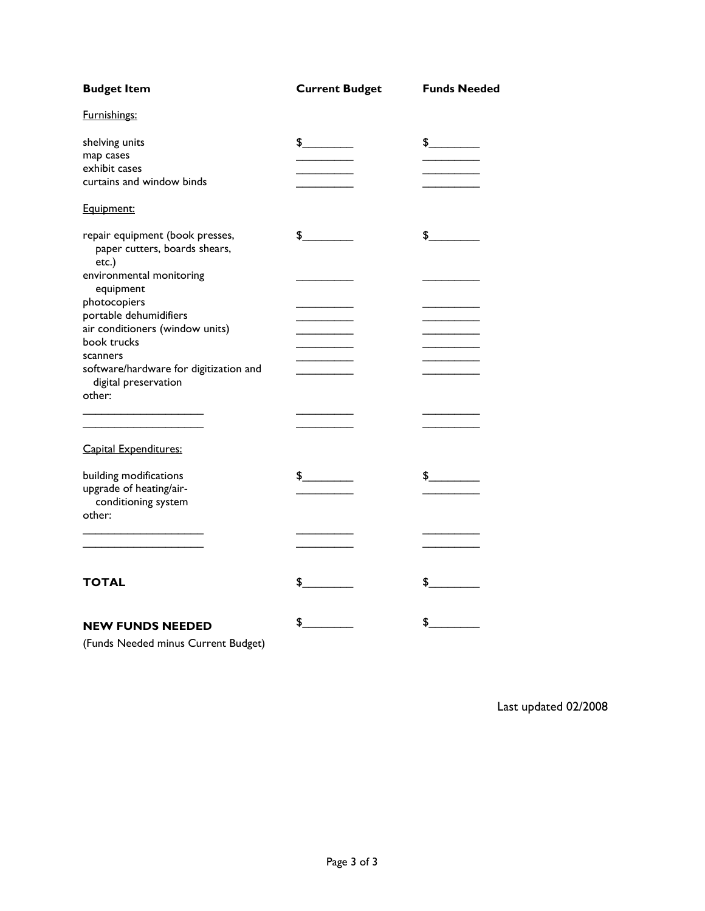| Budget Item | Current Budget | Funds Needed |
| --- | --- | --- |
| Furnishings: | | |
| shelving units | $________ | $________ |
| map cases | __________ | __________ |
| exhibit cases | __________ | __________ |
| curtains and window binds | __________ | __________ |
| Equipment: | | |
| repair equipment (book presses, paper cutters, boards shears, etc.) | $________ | $________ |
| environmental monitoring equipment | __________ | __________ |
| photocopiers | __________ | __________ |
| portable dehumidifiers | __________ | __________ |
| air conditioners (window units) | __________ | __________ |
| book trucks | __________ | __________ |
| scanners | __________ | __________ |
| software/hardware for digitization and digital preservation | __________ | __________ |
| other: | | |
| ____________________ | __________ | __________ |
| ____________________ | __________ | __________ |
| Capital Expenditures: | | |
| building modifications | $________ | $________ |
| upgrade of heating/air-conditioning system | __________ | __________ |
| other: | | |
| ____________________ | __________ | __________ |
| ____________________ | __________ | __________ |
| **TOTAL** | $________ | $________ |
| **NEW FUNDS NEEDED** (Funds Needed minus Current Budget) | $________ | $________ |

Last updated 02/2008